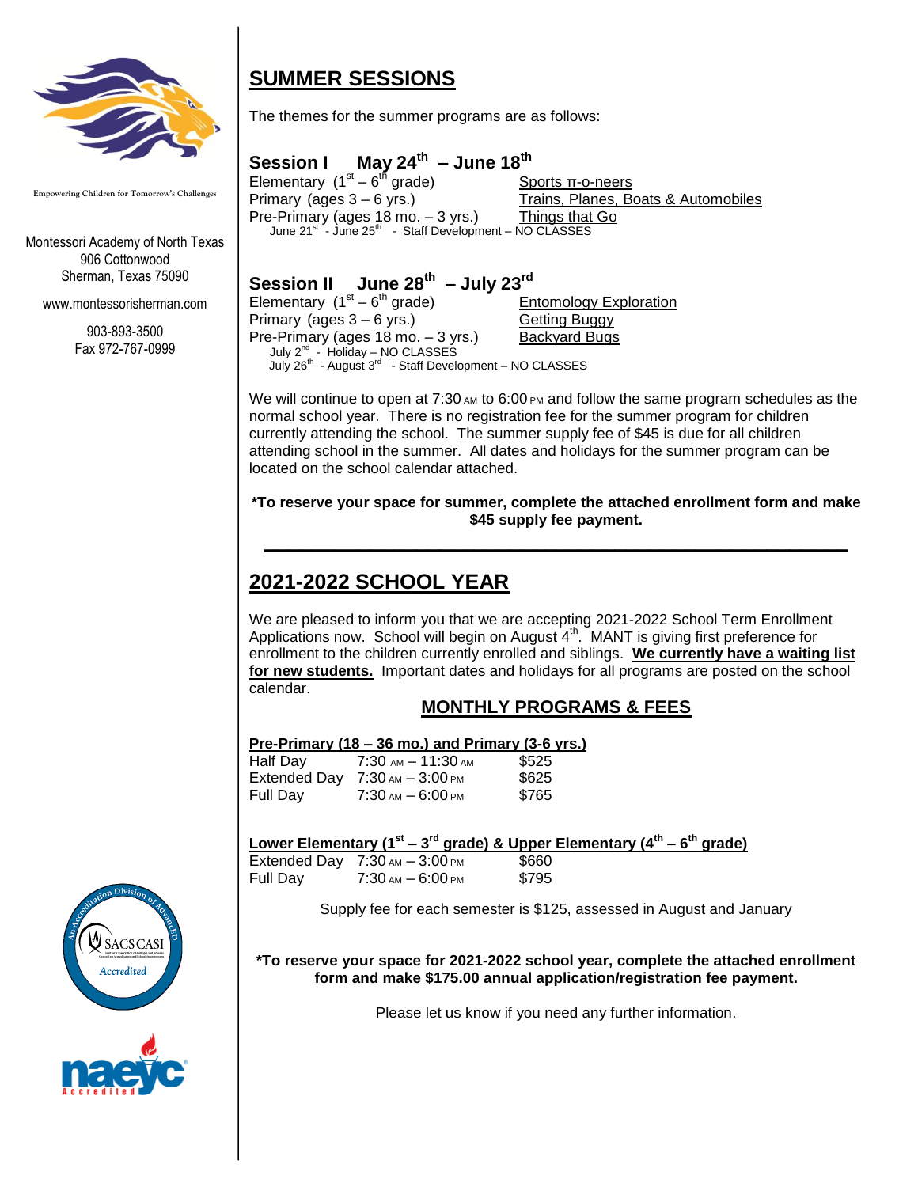Empowering Children for Tomorrow's Challenges

Montessori Academy of North Texas
906 Cottonwood
Sherman, Texas 75090

www.montessorisherman.com

903-893-3500
Fax 972-767-0999

# SUMMER SESSIONS

The themes for the summer programs are as follows:

### Session I May 24th – June 18th

| | |
|---|---|
| Elementary (1st – 6th grade) | Sports π-o-neers |
| Primary (ages 3 – 6 yrs.) | Trains, Planes, Boats & Automobiles |
| Pre-Primary (ages 18 mo. – 3 yrs.) | Things that Go |

June 21st - June 25th - Staff Development – NO CLASSES

### Session II June 28th – July 23rd

| | |
|---|---|
| Elementary (1st – 6th grade) | Entomology Exploration |
| Primary (ages 3 – 6 yrs.) | Getting Buggy |
| Pre-Primary (ages 18 mo. – 3 yrs.) | Backyard Bugs |

July 2nd - Holiday – NO CLASSES
July 26th - August 3rd - Staff Development – NO CLASSES

We will continue to open at 7:30 AM to 6:00 PM and follow the same program schedules as the normal school year. There is no registration fee for the summer program for children currently attending the school. The summer supply fee of $45 is due for all children attending school in the summer. All dates and holidays for the summer program can be located on the school calendar attached.

**\*To reserve your space for summer, complete the attached enrollment form and make $45 supply fee payment.**

---

# 2021-2022 SCHOOL YEAR

We are pleased to inform you that we are accepting 2021-2022 School Term Enrollment Applications now. School will begin on August 4th. MANT is giving first preference for enrollment to the children currently enrolled and siblings. **We currently have a waiting list for new students.** Important dates and holidays for all programs are posted on the school calendar.

## MONTHLY PROGRAMS & FEES

**Pre-Primary (18 – 36 mo.) and Primary (3-6 yrs.)**

| | | |
|---|---|---|
| Half Day | 7:30 AM – 11:30 AM | $525 |
| Extended Day | 7:30 AM – 3:00 PM | $625 |
| Full Day | 7:30 AM – 6:00 PM | $765 |

**Lower Elementary (1st – 3rd grade) & Upper Elementary (4th – 6th grade)**

| | | |
|---|---|---|
| Extended Day | 7:30 AM – 3:00 PM | $660 |
| Full Day | 7:30 AM – 6:00 PM | $795 |

Supply fee for each semester is $125, assessed in August and January

**\*To reserve your space for 2021-2022 school year, complete the attached enrollment form and make $175.00 annual application/registration fee payment.**

Please let us know if you need any further information.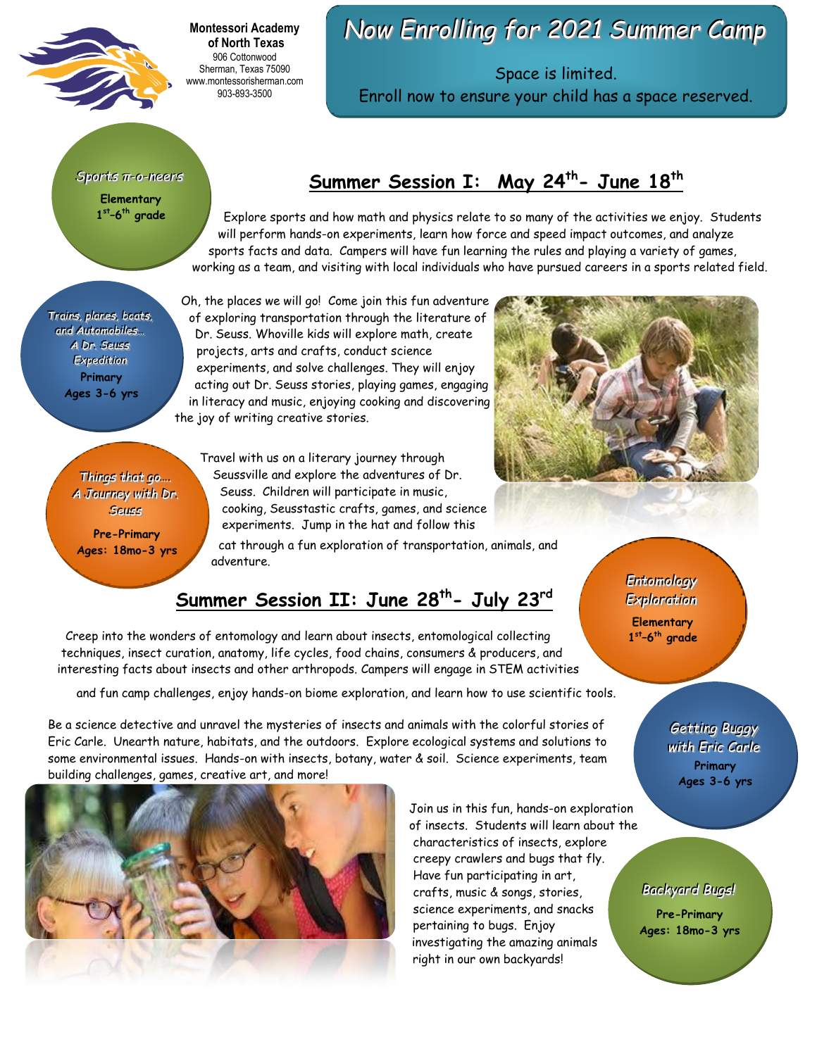**Montessori Academy of North Texas**
906 Cottonwood
Sherman, Texas 75090
www.montessorisherman.com
903-893-3500

# Now Enrolling for 2021 Summer Camp

Space is limited.
Enroll now to ensure your child has a space reserved.

## Summer Session I: May 24th- June 18th

### Sports π-o-neers
**Elementary 1st-6th grade**

Explore sports and how math and physics relate to so many of the activities we enjoy. Students will perform hands-on experiments, learn how force and speed impact outcomes, and analyze sports facts and data. Campers will have fun learning the rules and playing a variety of games, working as a team, and visiting with local individuals who have pursued careers in a sports related field.

### Trains, planes, boats, and Automobiles… A Dr. Seuss Expedition
**Primary Ages 3-6 yrs**

Oh, the places we will go! Come join this fun adventure of exploring transportation through the literature of Dr. Seuss. Whoville kids will explore math, create projects, arts and crafts, conduct science experiments, and solve challenges. They will enjoy acting out Dr. Seuss stories, playing games, engaging in literacy and music, enjoying cooking and discovering the joy of writing creative stories.

### Things that go… A Journey with Dr. Seuss
**Pre-Primary Ages: 18mo-3 yrs**

Travel with us on a literary journey through Seussville and explore the adventures of Dr. Seuss. Children will participate in music, cooking, Seusstastic crafts, games, and science experiments. Jump in the hat and follow this cat through a fun exploration of transportation, animals, and adventure.

## Summer Session II: June 28th- July 23rd

### Entomology Exploration
**Elementary 1st-6th grade**

Creep into the wonders of entomology and learn about insects, entomological collecting techniques, insect curation, anatomy, life cycles, food chains, consumers & producers, and interesting facts about insects and other arthropods. Campers will engage in STEM activities and fun camp challenges, enjoy hands-on biome exploration, and learn how to use scientific tools.

### Getting Buggy with Eric Carle
**Primary Ages 3-6 yrs**

Be a science detective and unravel the mysteries of insects and animals with the colorful stories of Eric Carle. Unearth nature, habitats, and the outdoors. Explore ecological systems and solutions to some environmental issues. Hands-on with insects, botany, water & soil. Science experiments, team building challenges, games, creative art, and more!

### Backyard Bugs!
**Pre-Primary Ages: 18mo-3 yrs**

Join us in this fun, hands-on exploration of insects. Students will learn about the characteristics of insects, explore creepy crawlers and bugs that fly. Have fun participating in art, crafts, music & songs, stories, science experiments, and snacks pertaining to bugs. Enjoy investigating the amazing animals right in our own backyards!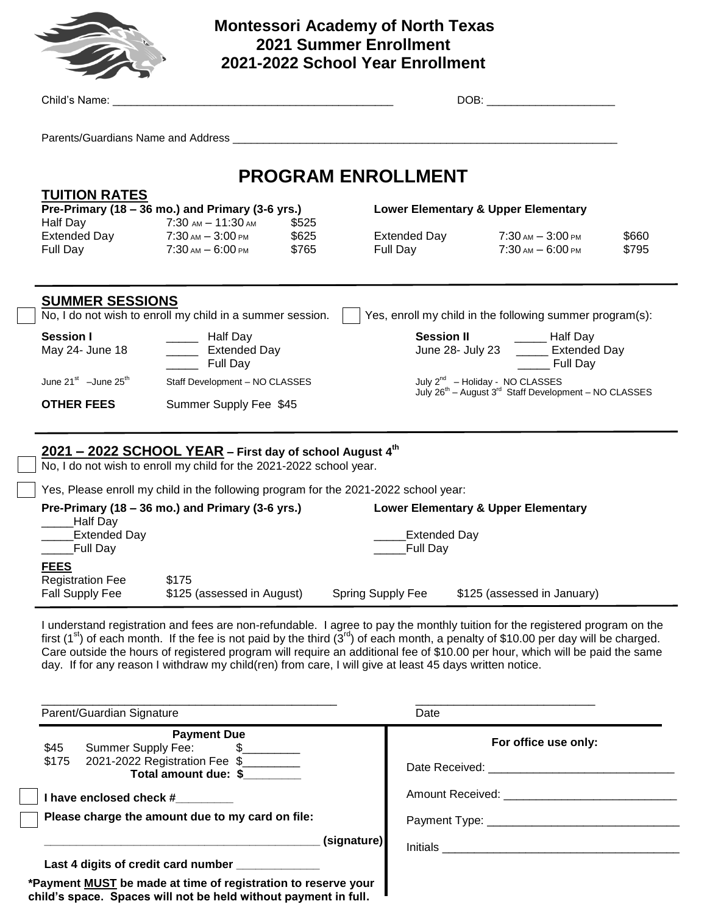# Montessori Academy of North Texas
## 2021 Summer Enrollment
## 2021-2022 School Year Enrollment

Child's Name: _______________________________________________ DOB: _____________________

Parents/Guardians Name and Address _________________________________________________________________

## PROGRAM ENROLLMENT

### TUITION RATES

| Pre-Primary (18 – 36 mo.) and Primary (3-6 yrs.) | | | Lower Elementary & Upper Elementary | | |
|---|---|---|---|---|---|
| Half Day | 7:30 AM – 11:30 AM | $525 | | | |
| Extended Day | 7:30 AM – 3:00 PM | $625 | Extended Day | 7:30 AM – 3:00 PM | $660 |
| Full Day | 7:30 AM – 6:00 PM | $765 | Full Day | 7:30 AM – 6:00 PM | $795 |

### SUMMER SESSIONS

☐ No, I do not wish to enroll my child in a summer session. ☐ Yes, enroll my child in the following summer program(s):

**Session I**
May 24- June 18
_____ Half Day
_____ Extended Day
_____ Full Day

**Session II**
June 28- July 23
_____ Half Day
_____ Extended Day
_____ Full Day

June 21st –June 25th Staff Development – NO CLASSES

July 2nd – Holiday - NO CLASSES
July 26th – August 3rd Staff Development – NO CLASSES

**OTHER FEES** Summer Supply Fee $45

### 2021 – 2022 SCHOOL YEAR – First day of school August 4th

☐ No, I do not wish to enroll my child for the 2021-2022 school year.

☐ Yes, Please enroll my child in the following program for the 2021-2022 school year:

**Pre-Primary (18 – 36 mo.) and Primary (3-6 yrs.)**
_____Half Day
_____Extended Day
_____Full Day

**Lower Elementary & Upper Elementary**
_____Extended Day
_____Full Day

**FEES**

| | | | |
|---|---|---|---|
| Registration Fee | $175 | | |
| Fall Supply Fee | $125 (assessed in August) | Spring Supply Fee | $125 (assessed in January) |

I understand registration and fees are non-refundable. I agree to pay the monthly tuition for the registered program on the first (1st) of each month. If the fee is not paid by the third (3rd) of each month, a penalty of $10.00 per day will be charged. Care outside the hours of registered program will require an additional fee of $10.00 per hour, which will be paid the same day. If for any reason I withdraw my child(ren) from care, I will give at least 45 days written notice.

_______________________________________________ ____________________________
Parent/Guardian Signature Date

**Payment Due**

$45 Summer Supply Fee: $_________
$175 2021-2022 Registration Fee $_________
**Total amount due: $_________**

☐ **I have enclosed check #_________**

☐ **Please charge the amount due to my card on file:**

_____________________________________________ **(signature)**

**Last 4 digits of credit card number _____________**

**\*Payment MUST be made at time of registration to reserve your child's space. Spaces will not be held without payment in full.**

**For office use only:**

Date Received: ______________________________

Amount Received: ____________________________

Payment Type: ______________________________

Initials ______________________________________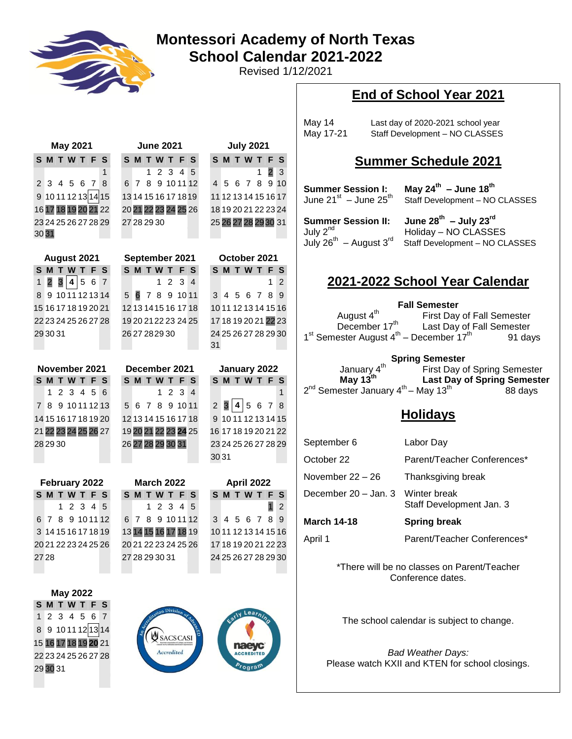# Montessori Academy of North Texas
# School Calendar 2021-2022

Revised 1/12/2021

**May 2021**

| S | M | T | W | T | F | S |
|---|---|---|---|---|---|---|
| | | | | | | 1 |
| 2 | 3 | 4 | 5 | 6 | 7 | 8 |
| 9 | 10 | 11 | 12 | 13 | 14 | 15 |
| 16 | 17 | 18 | 19 | 20 | 21 | 22 |
| 23 | 24 | 25 | 26 | 27 | 28 | 29 |
| 30 | 31 | | | | | |

**June 2021**

| S | M | T | W | T | F | S |
|---|---|---|---|---|---|---|
| | | 1 | 2 | 3 | 4 | 5 |
| 6 | 7 | 8 | 9 | 10 | 11 | 12 |
| 13 | 14 | 15 | 16 | 17 | 18 | 19 |
| 20 | 21 | 22 | 23 | 24 | 25 | 26 |
| 27 | 28 | 29 | 30 | | | |

**July 2021**

| S | M | T | W | T | F | S |
|---|---|---|---|---|---|---|
| | | | | 1 | 2 | 3 |
| 4 | 5 | 6 | 7 | 8 | 9 | 10 |
| 11 | 12 | 13 | 14 | 15 | 16 | 17 |
| 18 | 19 | 20 | 21 | 22 | 23 | 24 |
| 25 | 26 | 27 | 28 | 29 | 30 | 31 |

**August 2021**

| S | M | T | W | T | F | S |
|---|---|---|---|---|---|---|
| 1 | 2 | 3 | 4 | 5 | 6 | 7 |
| 8 | 9 | 10 | 11 | 12 | 13 | 14 |
| 15 | 16 | 17 | 18 | 19 | 20 | 21 |
| 22 | 23 | 24 | 25 | 26 | 27 | 28 |
| 29 | 30 | 31 | | | | |

**September 2021**

| S | M | T | W | T | F | S |
|---|---|---|---|---|---|---|
| | | | 1 | 2 | 3 | 4 |
| 5 | 6 | 7 | 8 | 9 | 10 | 11 |
| 12 | 13 | 14 | 15 | 16 | 17 | 18 |
| 19 | 20 | 21 | 22 | 23 | 24 | 25 |
| 26 | 27 | 28 | 29 | 30 | | |

**October 2021**

| S | M | T | W | T | F | S |
|---|---|---|---|---|---|---|
| | | | | | 1 | 2 |
| 3 | 4 | 5 | 6 | 7 | 8 | 9 |
| 10 | 11 | 12 | 13 | 14 | 15 | 16 |
| 17 | 18 | 19 | 20 | 21 | 22 | 23 |
| 24 | 25 | 26 | 27 | 28 | 29 | 30 |
| 31 | | | | | | |

**November 2021**

| S | M | T | W | T | F | S |
|---|---|---|---|---|---|---|
| | 1 | 2 | 3 | 4 | 5 | 6 |
| 7 | 8 | 9 | 10 | 11 | 12 | 13 |
| 14 | 15 | 16 | 17 | 18 | 19 | 20 |
| 21 | 22 | 23 | 24 | 25 | 26 | 27 |
| 28 | 29 | 30 | | | | |

**December 2021**

| S | M | T | W | T | F | S |
|---|---|---|---|---|---|---|
| | | | 1 | 2 | 3 | 4 |
| 5 | 6 | 7 | 8 | 9 | 10 | 11 |
| 12 | 13 | 14 | 15 | 16 | 17 | 18 |
| 19 | 20 | 21 | 22 | 23 | **24** | 25 |
| 26 | 27 | 28 | 29 | 30 | 31 | |

**January 2022**

| S | M | T | W | T | F | S |
|---|---|---|---|---|---|---|
| | | | | | | 1 |
| 2 | 3 | 4 | 5 | 6 | 7 | 8 |
| 9 | 10 | 11 | 12 | 13 | 14 | 15 |
| 16 | 17 | 18 | 19 | 20 | 21 | 22 |
| 23 | 24 | 25 | 26 | 27 | 28 | 29 |
| 30 | 31 | | | | | |

**February 2022**

| S | M | T | W | T | F | S |
|---|---|---|---|---|---|---|
| | | 1 | 2 | 3 | 4 | 5 |
| 6 | 7 | 8 | 9 | 10 | 11 | 12 |
| 3 | 14 | 15 | 16 | 17 | 18 | 19 |
| 20 | 21 | 22 | 23 | 24 | 25 | 26 |
| 27 | 28 | | | | | |

**March 2022**

| S | M | T | W | T | F | S |
|---|---|---|---|---|---|---|
| | | 1 | 2 | 3 | 4 | 5 |
| 6 | 7 | 8 | 9 | 10 | 11 | 12 |
| 13 | 14 | 15 | 16 | 17 | 18 | 19 |
| 20 | 21 | 22 | 23 | 24 | 25 | 26 |
| 27 | 28 | 29 | 30 | 31 | | |

**April 2022**

| S | M | T | W | T | F | S |
|---|---|---|---|---|---|---|
| | | | | | 1 | 2 |
| 3 | 4 | 5 | 6 | 7 | 8 | 9 |
| 10 | 11 | 12 | 13 | 14 | 15 | 16 |
| 17 | 18 | 19 | 20 | 21 | 22 | 23 |
| 24 | 25 | 26 | 27 | 28 | 29 | 30 |

**May 2022**

| S | M | T | W | T | F | S |
|---|---|---|---|---|---|---|
| 1 | 2 | 3 | 4 | 5 | 6 | 7 |
| 8 | 9 | 10 | 11 | 12 | 13 | 14 |
| 15 | 16 | 17 | 18 | 19 | **20** | 21 |
| 22 | 23 | 24 | 25 | 26 | 27 | 28 |
| 29 | 30 | 31 | | | | |

## End of School Year 2021

| | |
|---|---|
| May 14 | Last day of 2020-2021 school year |
| May 17-21 | Staff Development – NO CLASSES |

## Summer Schedule 2021

**Summer Session I:** **May 24th – June 18th**
June 21st – June 25th Staff Development – NO CLASSES

**Summer Session II:** **June 28th – July 23rd**
July 2nd Holiday – NO CLASSES
July 26th – August 3rd Staff Development – NO CLASSES

## 2021-2022 School Year Calendar

**Fall Semester**

August 4th First Day of Fall Semester
December 17th Last Day of Fall Semester
1st Semester August 4th – December 17th 91 days

**Spring Semester**

January 4th First Day of Spring Semester
**May 13th** **Last Day of Spring Semester**
2nd Semester January 4th – May 13th 88 days

## Holidays

| | |
|---|---|
| September 6 | Labor Day |
| October 22 | Parent/Teacher Conferences* |
| November 22 – 26 | Thanksgiving break |
| December 20 – Jan. 3 | Winter break<br>Staff Development Jan. 3 |
| **March 14-18** | **Spring break** |
| April 1 | Parent/Teacher Conferences* |

*There will be no classes on Parent/Teacher Conference dates.

The school calendar is subject to change.

*Bad Weather Days:*
Please watch KXII and KTEN for school closings.